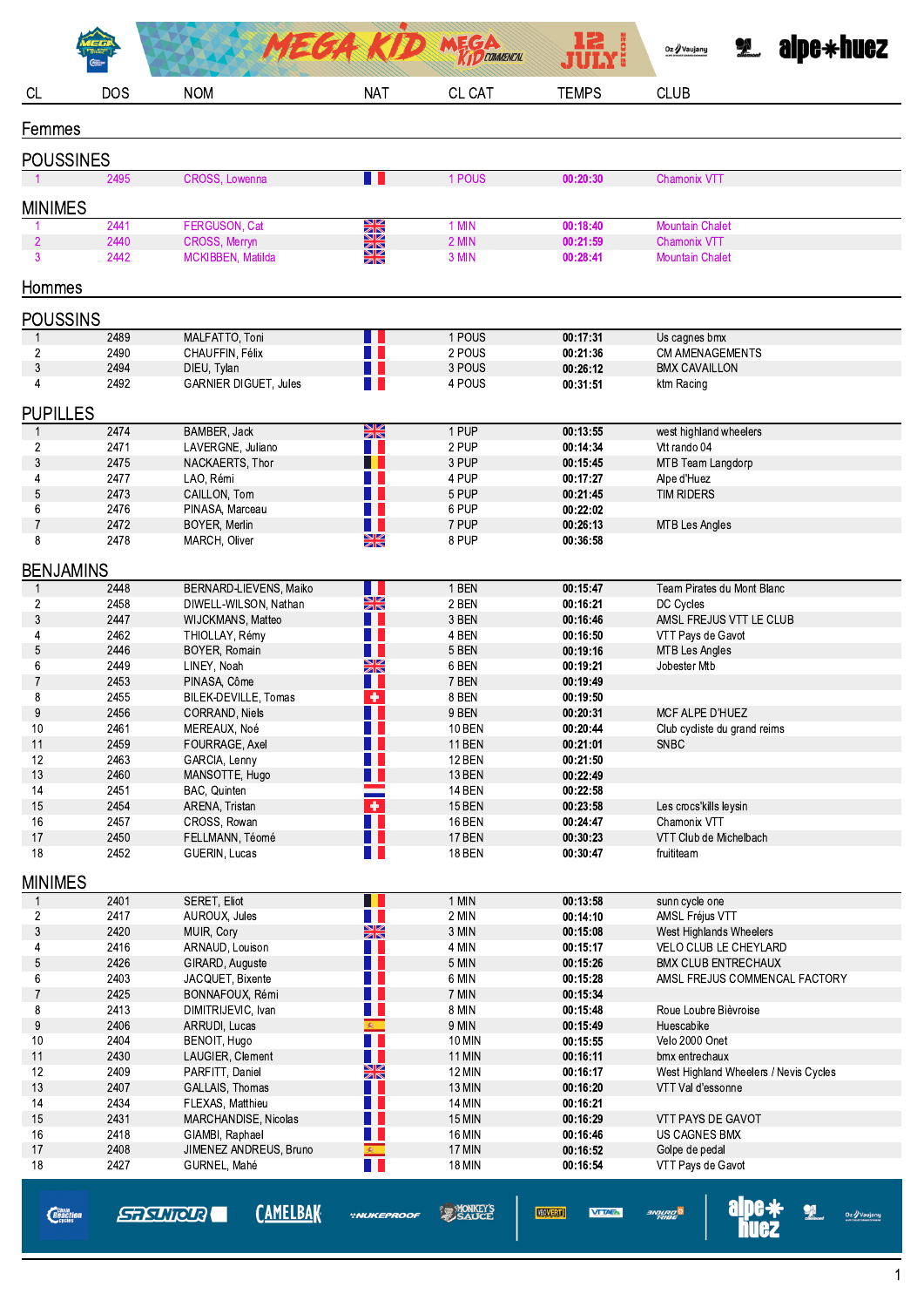# MEGA KID — 12 JULY 2018

| CL | DOS | NOM | NAT | CL CAT | TEMPS | CLUB |
|---|---|---|---|---|---|---|

## Femmes

### POUSSINES

| CL | DOS | NOM | NAT | CL CAT | TEMPS | CLUB |
|---|---|---|---|---|---|---|
| 1 | 2495 | CROSS, Lowenna | | 1 POUS | **00:20:30** | Chamonix VTT |

### MINIMES

| CL | DOS | NOM | NAT | CL CAT | TEMPS | CLUB |
|---|---|---|---|---|---|---|
| 1 | 2441 | FERGUSON, Cat | | 1 MIN | **00:18:40** | Mountain Chalet |
| 2 | 2440 | CROSS, Merryn | | 2 MIN | **00:21:59** | Chamonix VTT |
| 3 | 2442 | MCKIBBEN, Matilda | | 3 MIN | **00:28:41** | Mountain Chalet |

## Hommes

### POUSSINS

| CL | DOS | NOM | NAT | CL CAT | TEMPS | CLUB |
|---|---|---|---|---|---|---|
| 1 | 2489 | MALFATTO, Toni | | 1 POUS | **00:17:31** | Us cagnes bmx |
| 2 | 2490 | CHAUFFIN, Félix | | 2 POUS | **00:21:36** | CM AMENEGEMENTS |
| 3 | 2494 | DIEU, Tylan | | 3 POUS | **00:26:12** | BMX CAVAILLON |
| 4 | 2492 | GARNIER DIGUET, Jules | | 4 POUS | **00:31:51** | ktm Racing |

### PUPILLES

| CL | DOS | NOM | NAT | CL CAT | TEMPS | CLUB |
|---|---|---|---|---|---|---|
| 1 | 2474 | BAMBER, Jack | | 1 PUP | **00:13:55** | west highland wheelers |
| 2 | 2471 | LAVERGNE, Juliano | | 2 PUP | **00:14:34** | Vtt rando 04 |
| 3 | 2475 | NACKAERTS, Thor | | 3 PUP | **00:15:45** | MTB Team Langdorp |
| 4 | 2477 | LAO, Rémi | | 4 PUP | **00:17:27** | Alpe d'Huez |
| 5 | 2473 | CAILLON, Tom | | 5 PUP | **00:21:45** | TIM RIDERS |
| 6 | 2476 | PINASA, Marceau | | 6 PUP | **00:22:02** | |
| 7 | 2472 | BOYER, Merlin | | 7 PUP | **00:26:13** | MTB Les Angles |
| 8 | 2478 | MARCH, Oliver | | 8 PUP | **00:36:58** | |

### BENJAMINS

| CL | DOS | NOM | NAT | CL CAT | TEMPS | CLUB |
|---|---|---|---|---|---|---|
| 1 | 2448 | BERNARD-LIEVENS, Maiko | | 1 BEN | **00:15:47** | Team Pirates du Mont Blanc |
| 2 | 2458 | DIWELL-WILSON, Nathan | | 2 BEN | **00:16:21** | DC Cycles |
| 3 | 2447 | WIJCKMANS, Matteo | | 3 BEN | **00:16:46** | AMSL FREJUS VTT LE CLUB |
| 4 | 2462 | THIOLLAY, Rémy | | 4 BEN | **00:16:50** | VTT Pays de Gavot |
| 5 | 2446 | BOYER, Romain | | 5 BEN | **00:19:16** | MTB Les Angles |
| 6 | 2449 | LINEY, Noah | | 6 BEN | **00:19:21** | Jobester Mtb |
| 7 | 2453 | PINASA, Côme | | 7 BEN | **00:19:49** | |
| 8 | 2455 | BILEK-DEVILLE, Tomas | | 8 BEN | **00:19:50** | |
| 9 | 2456 | CORRAND, Niels | | 9 BEN | **00:20:31** | MCF ALPE D'HUEZ |
| 10 | 2461 | MEREAUX, Noé | | 10 BEN | **00:20:44** | Club cydiste du grand reims |
| 11 | 2459 | FOURRAGE, Axel | | 11 BEN | **00:21:01** | SNBC |
| 12 | 2463 | GARCIA, Lenny | | 12 BEN | **00:21:50** | |
| 13 | 2460 | MANSOTTE, Hugo | | 13 BEN | **00:22:49** | |
| 14 | 2451 | BAC, Quinten | | 14 BEN | **00:22:58** | |
| 15 | 2454 | ARENA, Tristan | | 15 BEN | **00:23:58** | Les crocs'kills leysin |
| 16 | 2457 | CROSS, Rowan | | 16 BEN | **00:24:47** | Chamonix VTT |
| 17 | 2450 | FELLMANN, Téomé | | 17 BEN | **00:30:23** | VTT Club de Michelbach |
| 18 | 2452 | GUERIN, Lucas | | 18 BEN | **00:30:47** | fruititeam |

### MINIMES

| CL | DOS | NOM | NAT | CL CAT | TEMPS | CLUB |
|---|---|---|---|---|---|---|
| 1 | 2401 | SERET, Eliot | | 1 MIN | **00:13:58** | sunn cycle one |
| 2 | 2417 | AUROUX, Jules | | 2 MIN | **00:14:10** | AMSL Fréjus VTT |
| 3 | 2420 | MUIR, Cory | | 3 MIN | **00:15:08** | West Highlands Wheelers |
| 4 | 2416 | ARNAUD, Louison | | 4 MIN | **00:15:17** | VELO CLUB LE CHEYLARD |
| 5 | 2426 | GIRARD, Auguste | | 5 MIN | **00:15:26** | BMX CLUB ENTRECHAUX |
| 6 | 2403 | JACQUET, Bixente | | 6 MIN | **00:15:28** | AMSL FREJUS COMMENCAL FACTORY |
| 7 | 2425 | BONNAFOUX, Rémi | | 7 MIN | **00:15:34** | |
| 8 | 2413 | DIMITRIJEVIC, Ivan | | 8 MIN | **00:15:48** | Roue Loubre Bièvroise |
| 9 | 2406 | ARRUDI, Lucas | | 9 MIN | **00:15:49** | Huescabike |
| 10 | 2404 | BENOIT, Hugo | | 10 MIN | **00:15:55** | Velo 2000 Onet |
| 11 | 2430 | LAUGIER, Clement | | 11 MIN | **00:16:11** | bmx entrechaux |
| 12 | 2409 | PARFITT, Daniel | | 12 MIN | **00:16:17** | West Highland Wheelers / Nevis Cycles |
| 13 | 2407 | GALLAIS, Thomas | | 13 MIN | **00:16:20** | VTT Val d'essonne |
| 14 | 2434 | FLEXAS, Matthieu | | 14 MIN | **00:16:21** | |
| 15 | 2431 | MARCHANDISE, Nicolas | | 15 MIN | **00:16:29** | VTT PAYS DE GAVOT |
| 16 | 2418 | GIAMBI, Raphael | | 16 MIN | **00:16:46** | US CAGNES BMX |
| 17 | 2408 | JIMENEZ ANDREUS, Bruno | | 17 MIN | **00:16:52** | Golpe de pedal |
| 18 | 2427 | GURNEL, Mahé | | 18 MIN | **00:16:54** | VTT Pays de Gavot |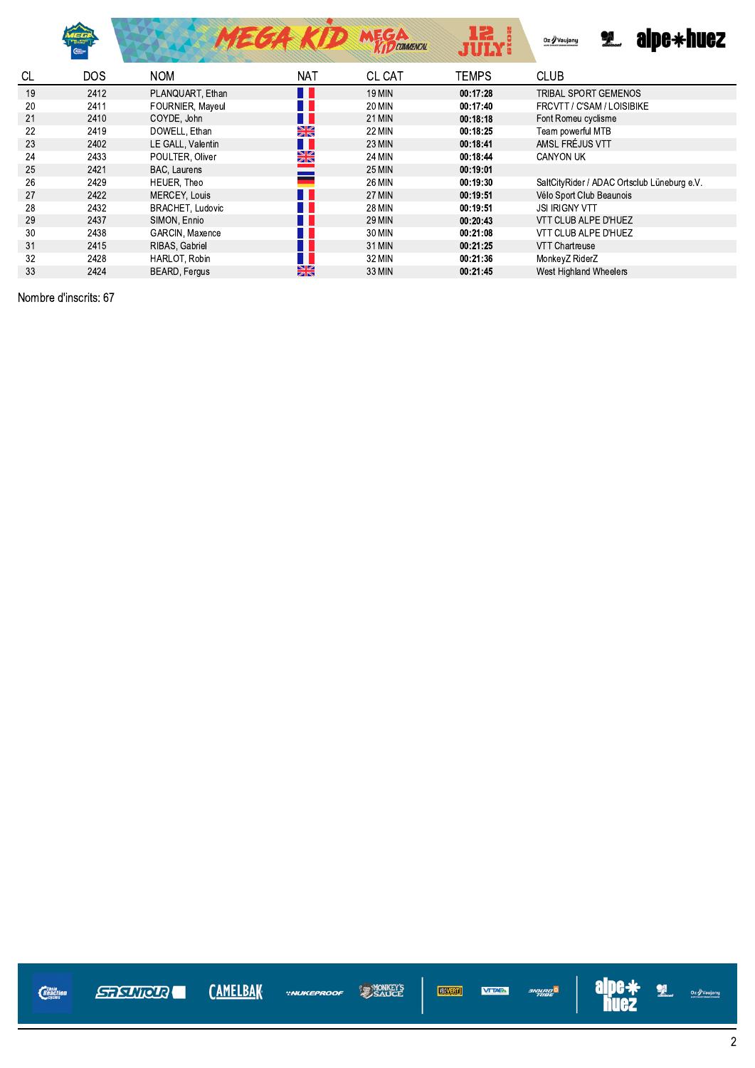| CL | DOS | NOM | NAT | CL CAT | TEMPS | CLUB |
|---|---|---|---|---|---|---|
| 19 | 2412 | PLANQUART, Ethan | | 19 MIN | **00:17:28** | TRIBAL SPORT GEMENOS |
| 20 | 2411 | FOURNIER, Mayeul | | 20 MIN | **00:17:40** | FRCVTT / C'SAM / LOISIBIKE |
| 21 | 2410 | COYDE, John | | 21 MIN | **00:18:18** | Font Romeu cyclisme |
| 22 | 2419 | DOWELL, Ethan | | 22 MIN | **00:18:25** | Team powerful MTB |
| 23 | 2402 | LE GALL, Valentin | | 23 MIN | **00:18:41** | AMSL FRÉJUS VTT |
| 24 | 2433 | POULTER, Oliver | | 24 MIN | **00:18:44** | CANYON UK |
| 25 | 2421 | BAC, Laurens | | 25 MIN | **00:19:01** | |
| 26 | 2429 | HEUER, Theo | | 26 MIN | **00:19:30** | SaltCityRider / ADAC Ortsclub Lüneburg e.V. |
| 27 | 2422 | MERCEY, Louis | | 27 MIN | **00:19:51** | Vélo Sport Club Beaunois |
| 28 | 2432 | BRACHET, Ludovic | | 28 MIN | **00:19:51** | JSI IRIGNY VTT |
| 29 | 2437 | SIMON, Ennio | | 29 MIN | **00:20:43** | VTT CLUB ALPE D'HUEZ |
| 30 | 2438 | GARCIN, Maxence | | 30 MIN | **00:21:08** | VTT CLUB ALPE D'HUEZ |
| 31 | 2415 | RIBAS, Gabriel | | 31 MIN | **00:21:25** | VTT Chartreuse |
| 32 | 2428 | HARLOT, Robin | | 32 MIN | **00:21:36** | MonkeyZ RiderZ |
| 33 | 2424 | BEARD, Fergus | | 33 MIN | **00:21:45** | West Highland Wheelers |

Nombre d'inscrits: 67